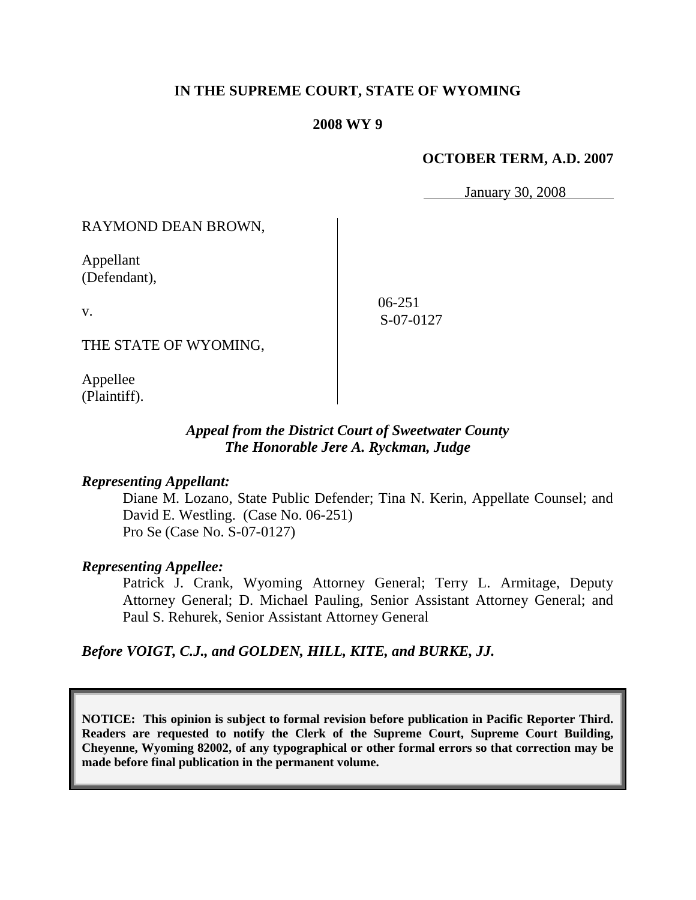**IN THE SUPREME COURT, STATE OF WYOMING**

**2008 WY 9**

**OCTOBER TERM, A.D. 2007**

January 30, 2008

RAYMOND DEAN BROWN,

Appellant
(Defendant),

v.

THE STATE OF WYOMING,

Appellee
(Plaintiff).

06-251
S-07-0127

***Appeal from the District Court of Sweetwater County***
***The Honorable Jere A. Ryckman, Judge***

***Representing Appellant:***

Diane M. Lozano, State Public Defender; Tina N. Kerin, Appellate Counsel; and David E. Westling. (Case No. 06-251)
Pro Se (Case No. S-07-0127)

***Representing Appellee:***

Patrick J. Crank, Wyoming Attorney General; Terry L. Armitage, Deputy Attorney General; D. Michael Pauling, Senior Assistant Attorney General; and Paul S. Rehurek, Senior Assistant Attorney General

***Before VOIGT, C.J., and GOLDEN, HILL, KITE, and BURKE, JJ.***

**NOTICE: This opinion is subject to formal revision before publication in Pacific Reporter Third. Readers are requested to notify the Clerk of the Supreme Court, Supreme Court Building, Cheyenne, Wyoming 82002, of any typographical or other formal errors so that correction may be made before final publication in the permanent volume.**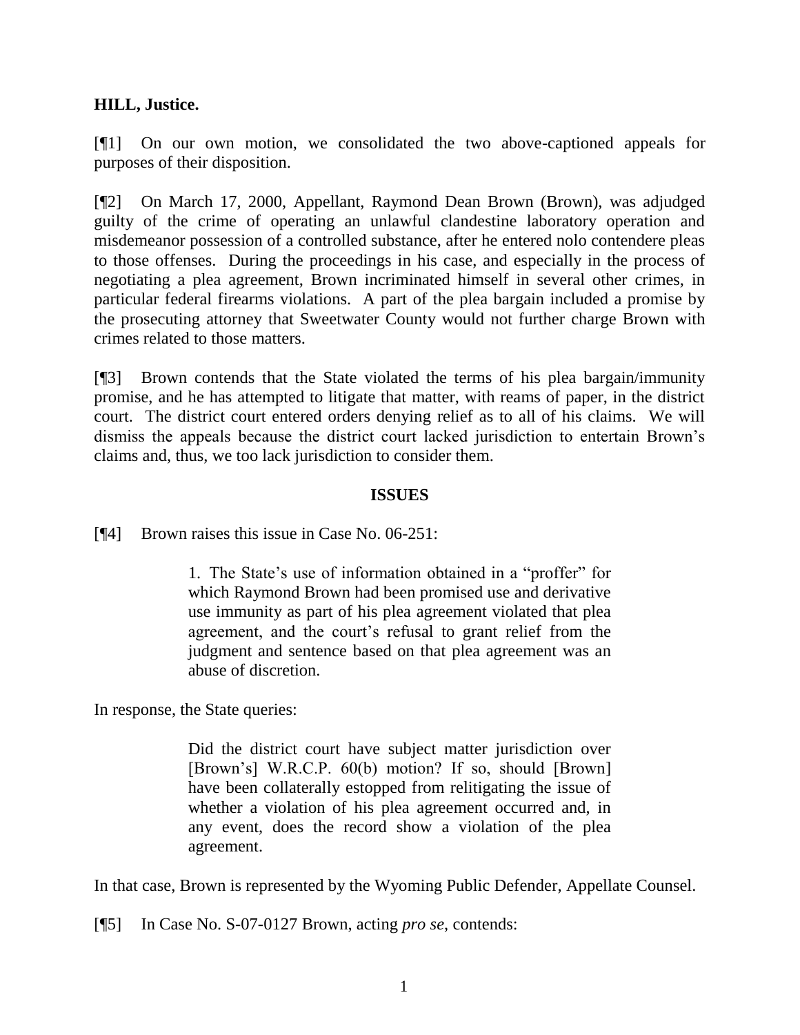**HILL, Justice.**

[¶1] On our own motion, we consolidated the two above-captioned appeals for purposes of their disposition.

[¶2] On March 17, 2000, Appellant, Raymond Dean Brown (Brown), was adjudged guilty of the crime of operating an unlawful clandestine laboratory operation and misdemeanor possession of a controlled substance, after he entered nolo contendere pleas to those offenses. During the proceedings in his case, and especially in the process of negotiating a plea agreement, Brown incriminated himself in several other crimes, in particular federal firearms violations. A part of the plea bargain included a promise by the prosecuting attorney that Sweetwater County would not further charge Brown with crimes related to those matters.

[¶3] Brown contends that the State violated the terms of his plea bargain/immunity promise, and he has attempted to litigate that matter, with reams of paper, in the district court. The district court entered orders denying relief as to all of his claims. We will dismiss the appeals because the district court lacked jurisdiction to entertain Brown's claims and, thus, we too lack jurisdiction to consider them.

## ISSUES

[¶4] Brown raises this issue in Case No. 06-251:

> 1. The State's use of information obtained in a "proffer" for which Raymond Brown had been promised use and derivative use immunity as part of his plea agreement violated that plea agreement, and the court's refusal to grant relief from the judgment and sentence based on that plea agreement was an abuse of discretion.

In response, the State queries:

> Did the district court have subject matter jurisdiction over [Brown's] W.R.C.P. 60(b) motion? If so, should [Brown] have been collaterally estopped from relitigating the issue of whether a violation of his plea agreement occurred and, in any event, does the record show a violation of the plea agreement.

In that case, Brown is represented by the Wyoming Public Defender, Appellate Counsel.

[¶5] In Case No. S-07-0127 Brown, acting *pro se*, contends: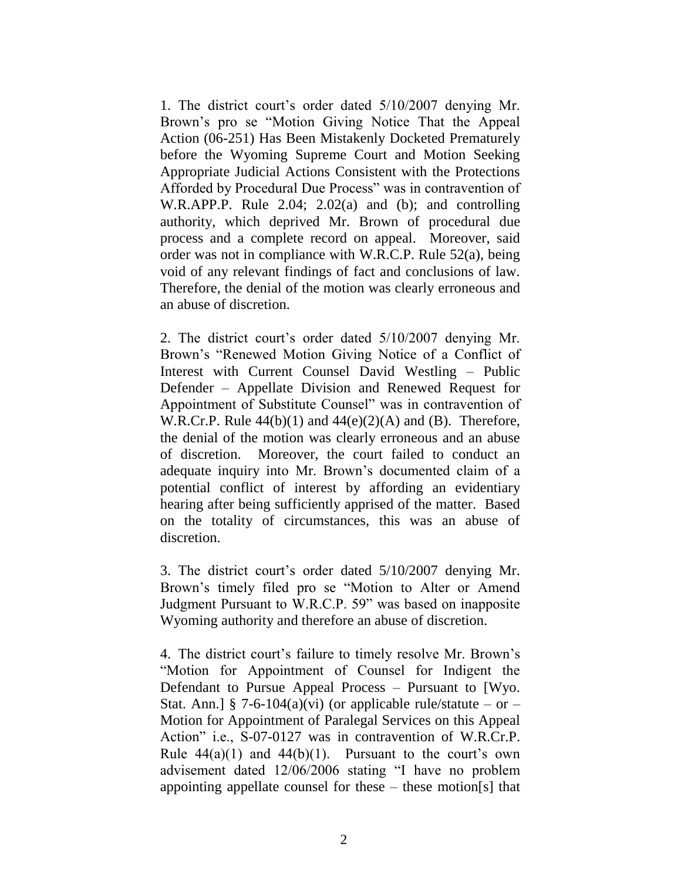1. The district court's order dated 5/10/2007 denying Mr. Brown's pro se "Motion Giving Notice That the Appeal Action (06-251) Has Been Mistakenly Docketed Prematurely before the Wyoming Supreme Court and Motion Seeking Appropriate Judicial Actions Consistent with the Protections Afforded by Procedural Due Process" was in contravention of W.R.APP.P. Rule 2.04; 2.02(a) and (b); and controlling authority, which deprived Mr. Brown of procedural due process and a complete record on appeal. Moreover, said order was not in compliance with W.R.C.P. Rule 52(a), being void of any relevant findings of fact and conclusions of law. Therefore, the denial of the motion was clearly erroneous and an abuse of discretion.

2. The district court's order dated 5/10/2007 denying Mr. Brown's "Renewed Motion Giving Notice of a Conflict of Interest with Current Counsel David Westling – Public Defender – Appellate Division and Renewed Request for Appointment of Substitute Counsel" was in contravention of W.R.Cr.P. Rule 44(b)(1) and 44(e)(2)(A) and (B). Therefore, the denial of the motion was clearly erroneous and an abuse of discretion. Moreover, the court failed to conduct an adequate inquiry into Mr. Brown's documented claim of a potential conflict of interest by affording an evidentiary hearing after being sufficiently apprised of the matter. Based on the totality of circumstances, this was an abuse of discretion.

3. The district court's order dated 5/10/2007 denying Mr. Brown's timely filed pro se "Motion to Alter or Amend Judgment Pursuant to W.R.C.P. 59" was based on inapposite Wyoming authority and therefore an abuse of discretion.

4. The district court's failure to timely resolve Mr. Brown's "Motion for Appointment of Counsel for Indigent the Defendant to Pursue Appeal Process – Pursuant to [Wyo. Stat. Ann.] § 7-6-104(a)(vi) (or applicable rule/statute – or – Motion for Appointment of Paralegal Services on this Appeal Action" i.e., S-07-0127 was in contravention of W.R.Cr.P. Rule 44(a)(1) and 44(b)(1). Pursuant to the court's own advisement dated 12/06/2006 stating "I have no problem appointing appellate counsel for these – these motion[s] that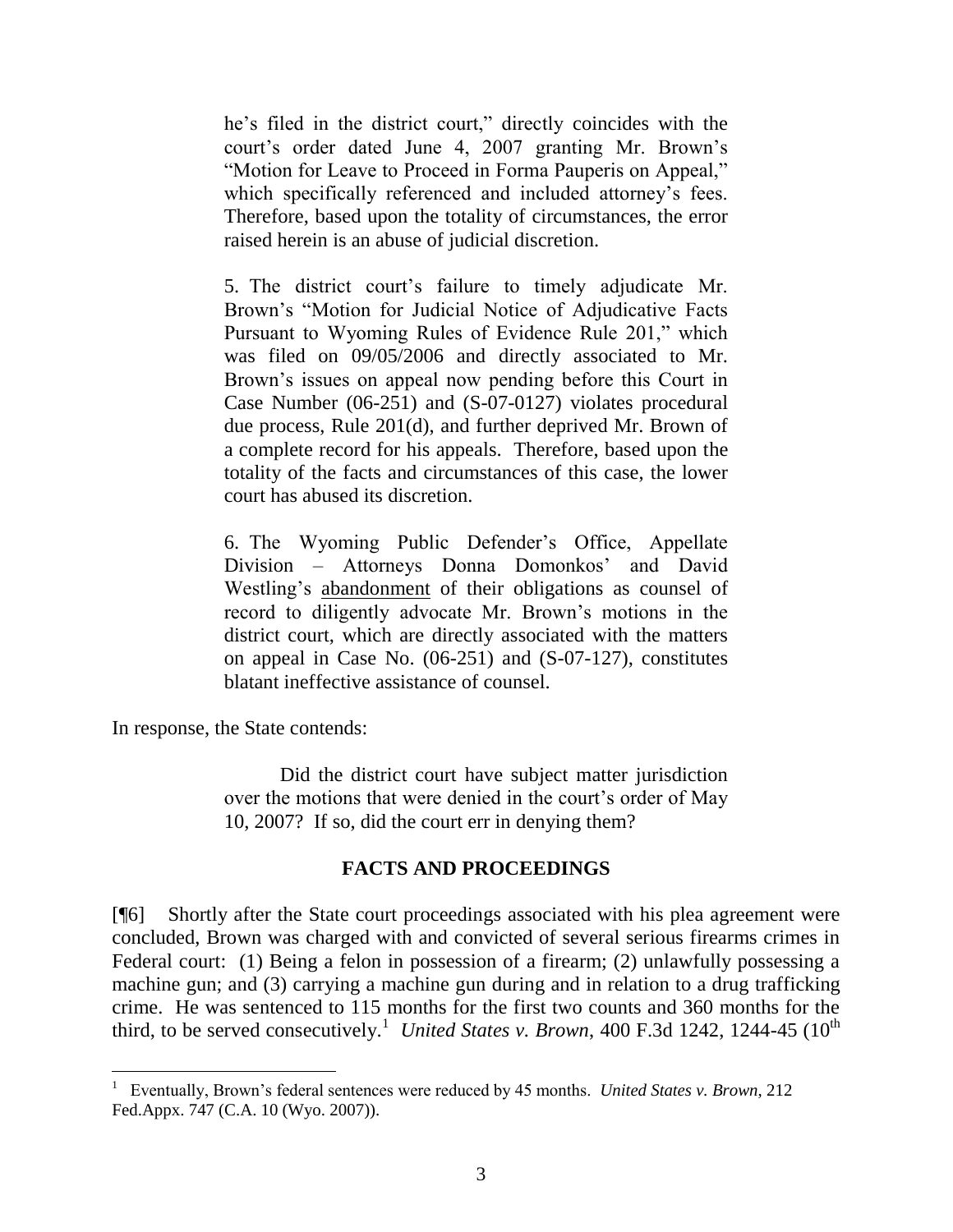he's filed in the district court," directly coincides with the court's order dated June 4, 2007 granting Mr. Brown's "Motion for Leave to Proceed in Forma Pauperis on Appeal," which specifically referenced and included attorney's fees. Therefore, based upon the totality of circumstances, the error raised herein is an abuse of judicial discretion.

> 5. The district court's failure to timely adjudicate Mr. Brown's "Motion for Judicial Notice of Adjudicative Facts Pursuant to Wyoming Rules of Evidence Rule 201," which was filed on 09/05/2006 and directly associated to Mr. Brown's issues on appeal now pending before this Court in Case Number (06-251) and (S-07-0127) violates procedural due process, Rule 201(d), and further deprived Mr. Brown of a complete record for his appeals. Therefore, based upon the totality of the facts and circumstances of this case, the lower court has abused its discretion.
>
> 6. The Wyoming Public Defender's Office, Appellate Division – Attorneys Donna Domonkos' and David Westling's abandonment of their obligations as counsel of record to diligently advocate Mr. Brown's motions in the district court, which are directly associated with the matters on appeal in Case No. (06-251) and (S-07-127), constitutes blatant ineffective assistance of counsel.

In response, the State contends:

> Did the district court have subject matter jurisdiction over the motions that were denied in the court's order of May 10, 2007? If so, did the court err in denying them?

## FACTS AND PROCEEDINGS

[¶6] Shortly after the State court proceedings associated with his plea agreement were concluded, Brown was charged with and convicted of several serious firearms crimes in Federal court: (1) Being a felon in possession of a firearm; (2) unlawfully possessing a machine gun; and (3) carrying a machine gun during and in relation to a drug trafficking crime. He was sentenced to 115 months for the first two counts and 360 months for the third, to be served consecutively.[1] *United States v. Brown*, 400 F.3d 1242, 1244-45 (10th

---

[1] Eventually, Brown's federal sentences were reduced by 45 months. *United States v. Brown*, 212 Fed.Appx. 747 (C.A. 10 (Wyo. 2007)).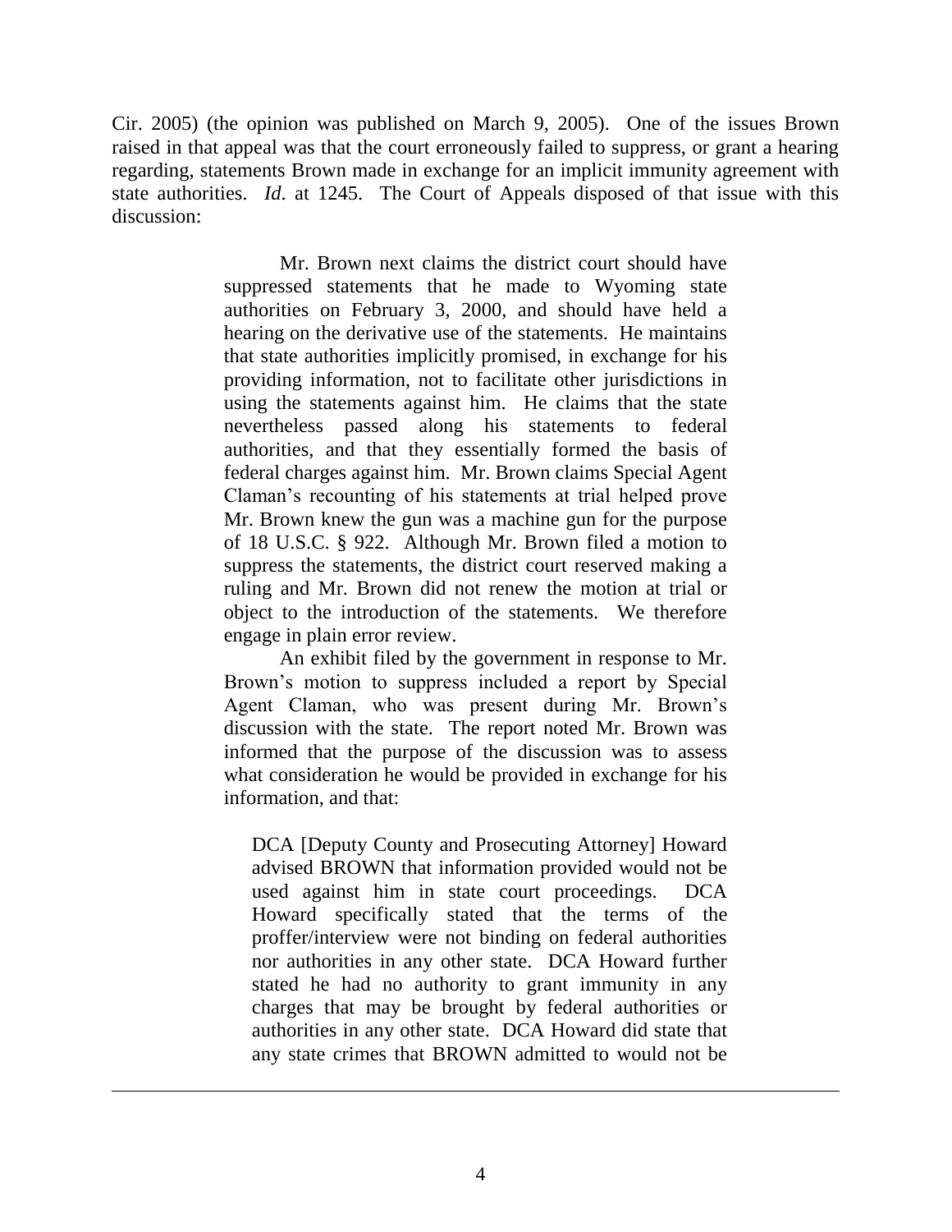Cir. 2005) (the opinion was published on March 9, 2005). One of the issues Brown raised in that appeal was that the court erroneously failed to suppress, or grant a hearing regarding, statements Brown made in exchange for an implicit immunity agreement with state authorities. *Id*. at 1245. The Court of Appeals disposed of that issue with this discussion:

> Mr. Brown next claims the district court should have suppressed statements that he made to Wyoming state authorities on February 3, 2000, and should have held a hearing on the derivative use of the statements. He maintains that state authorities implicitly promised, in exchange for his providing information, not to facilitate other jurisdictions in using the statements against him. He claims that the state nevertheless passed along his statements to federal authorities, and that they essentially formed the basis of federal charges against him. Mr. Brown claims Special Agent Claman's recounting of his statements at trial helped prove Mr. Brown knew the gun was a machine gun for the purpose of 18 U.S.C. § 922. Although Mr. Brown filed a motion to suppress the statements, the district court reserved making a ruling and Mr. Brown did not renew the motion at trial or object to the introduction of the statements. We therefore engage in plain error review.
>
> An exhibit filed by the government in response to Mr. Brown's motion to suppress included a report by Special Agent Claman, who was present during Mr. Brown's discussion with the state. The report noted Mr. Brown was informed that the purpose of the discussion was to assess what consideration he would be provided in exchange for his information, and that:
>
> > DCA [Deputy County and Prosecuting Attorney] Howard advised BROWN that information provided would not be used against him in state court proceedings. DCA Howard specifically stated that the terms of the proffer/interview were not binding on federal authorities nor authorities in any other state. DCA Howard further stated he had no authority to grant immunity in any charges that may be brought by federal authorities or authorities in any other state. DCA Howard did state that any state crimes that BROWN admitted to would not be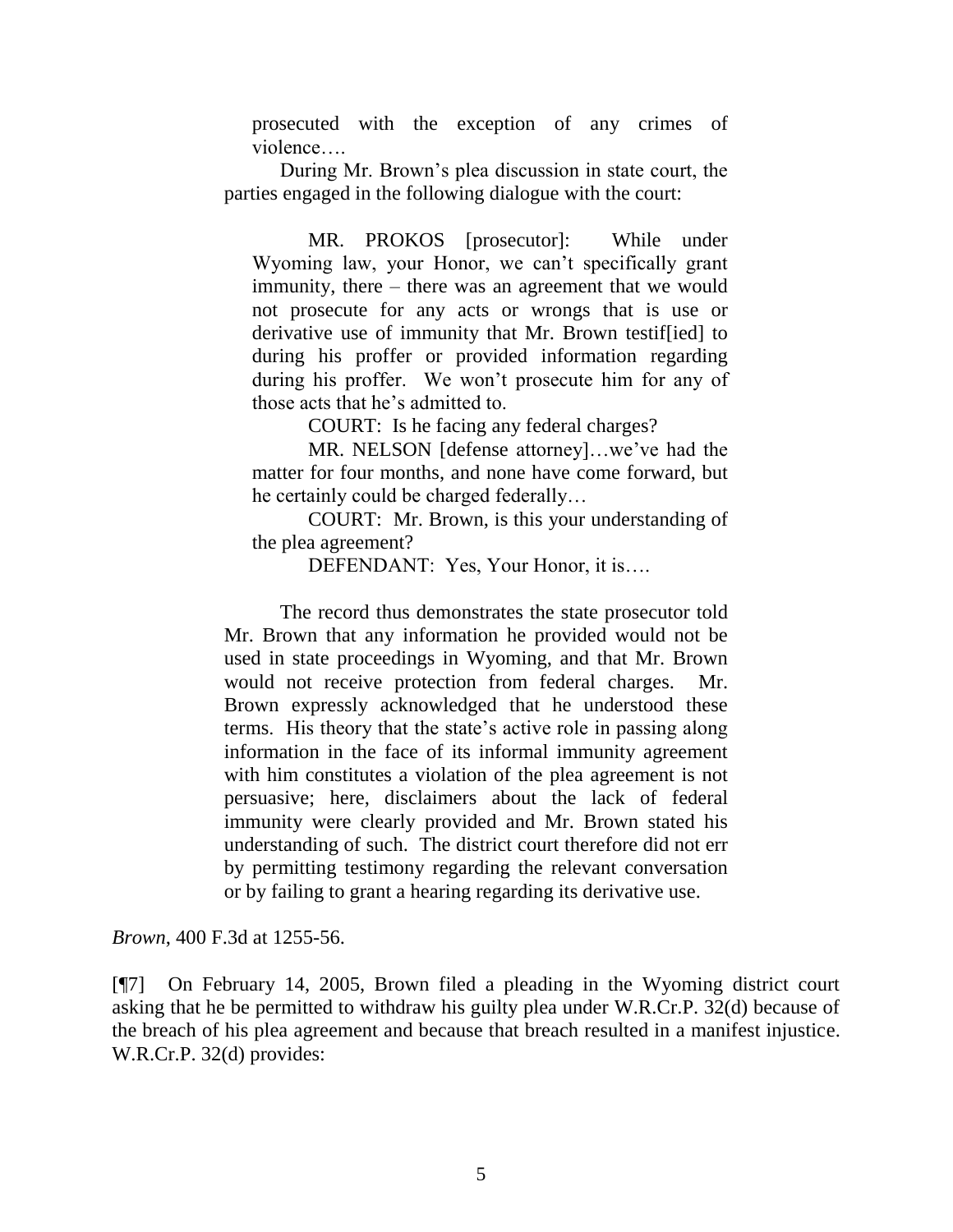> prosecuted with the exception of any crimes of violence….
>
> During Mr. Brown's plea discussion in state court, the parties engaged in the following dialogue with the court:
>
>> MR. PROKOS [prosecutor]: While under Wyoming law, your Honor, we can't specifically grant immunity, there – there was an agreement that we would not prosecute for any acts or wrongs that is use or derivative use of immunity that Mr. Brown testif[ied] to during his proffer or provided information regarding during his proffer. We won't prosecute him for any of those acts that he's admitted to.
>>
>> COURT: Is he facing any federal charges?
>>
>> MR. NELSON [defense attorney]…we've had the matter for four months, and none have come forward, but he certainly could be charged federally…
>>
>> COURT: Mr. Brown, is this your understanding of the plea agreement?
>>
>> DEFENDANT: Yes, Your Honor, it is….
>
> The record thus demonstrates the state prosecutor told Mr. Brown that any information he provided would not be used in state proceedings in Wyoming, and that Mr. Brown would not receive protection from federal charges. Mr. Brown expressly acknowledged that he understood these terms. His theory that the state's active role in passing along information in the face of its informal immunity agreement with him constitutes a violation of the plea agreement is not persuasive; here, disclaimers about the lack of federal immunity were clearly provided and Mr. Brown stated his understanding of such. The district court therefore did not err by permitting testimony regarding the relevant conversation or by failing to grant a hearing regarding its derivative use.

*Brown*, 400 F.3d at 1255-56.

[¶7] On February 14, 2005, Brown filed a pleading in the Wyoming district court asking that he be permitted to withdraw his guilty plea under W.R.Cr.P. 32(d) because of the breach of his plea agreement and because that breach resulted in a manifest injustice. W.R.Cr.P. 32(d) provides: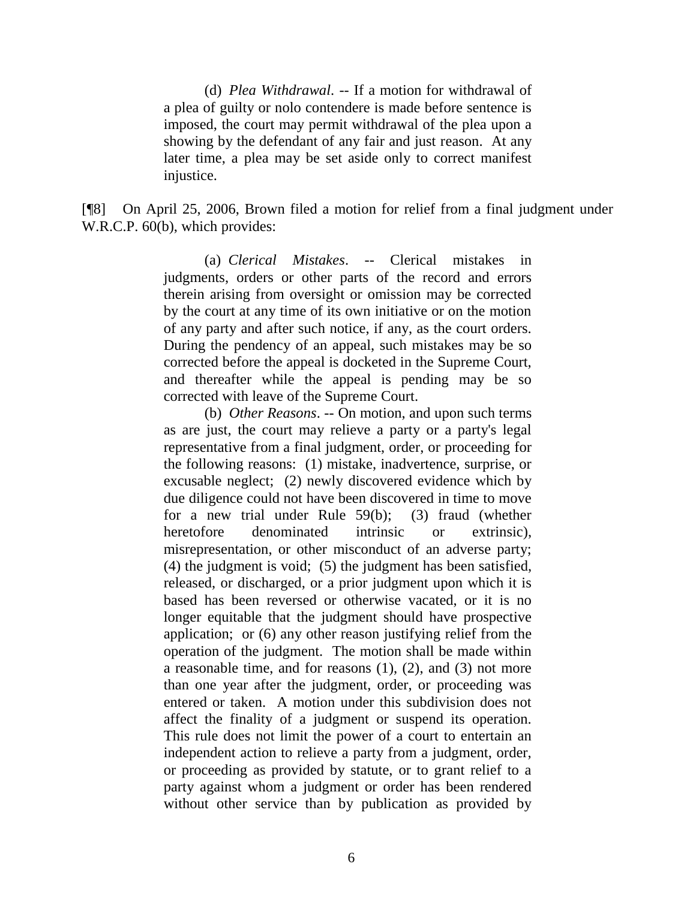> (d) *Plea Withdrawal*. -- If a motion for withdrawal of a plea of guilty or nolo contendere is made before sentence is imposed, the court may permit withdrawal of the plea upon a showing by the defendant of any fair and just reason. At any later time, a plea may be set aside only to correct manifest injustice.

[¶8] On April 25, 2006, Brown filed a motion for relief from a final judgment under W.R.C.P. 60(b), which provides:

> (a) *Clerical Mistakes*. -- Clerical mistakes in judgments, orders or other parts of the record and errors therein arising from oversight or omission may be corrected by the court at any time of its own initiative or on the motion of any party and after such notice, if any, as the court orders. During the pendency of an appeal, such mistakes may be so corrected before the appeal is docketed in the Supreme Court, and thereafter while the appeal is pending may be so corrected with leave of the Supreme Court.
>
> (b) *Other Reasons*. -- On motion, and upon such terms as are just, the court may relieve a party or a party's legal representative from a final judgment, order, or proceeding for the following reasons: (1) mistake, inadvertence, surprise, or excusable neglect; (2) newly discovered evidence which by due diligence could not have been discovered in time to move for a new trial under Rule 59(b); (3) fraud (whether heretofore denominated intrinsic or extrinsic), misrepresentation, or other misconduct of an adverse party; (4) the judgment is void; (5) the judgment has been satisfied, released, or discharged, or a prior judgment upon which it is based has been reversed or otherwise vacated, or it is no longer equitable that the judgment should have prospective application; or (6) any other reason justifying relief from the operation of the judgment. The motion shall be made within a reasonable time, and for reasons (1), (2), and (3) not more than one year after the judgment, order, or proceeding was entered or taken. A motion under this subdivision does not affect the finality of a judgment or suspend its operation. This rule does not limit the power of a court to entertain an independent action to relieve a party from a judgment, order, or proceeding as provided by statute, or to grant relief to a party against whom a judgment or order has been rendered without other service than by publication as provided by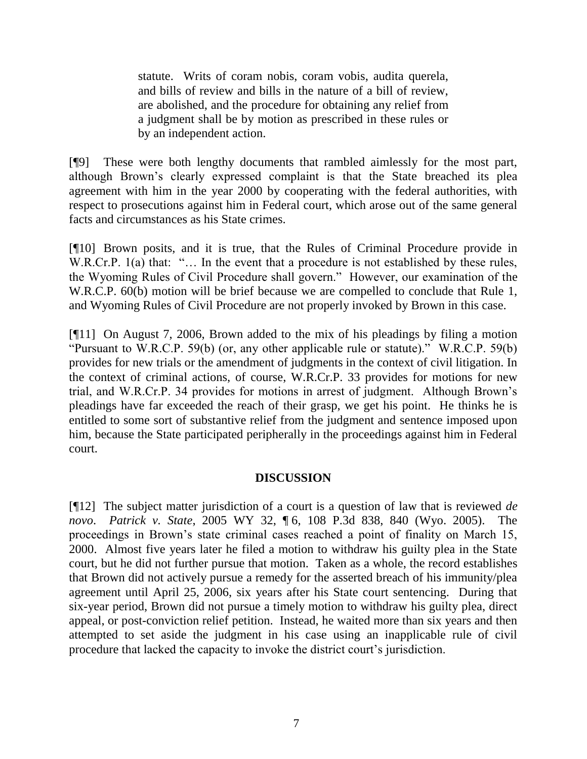> statute. Writs of coram nobis, coram vobis, audita querela, and bills of review and bills in the nature of a bill of review, are abolished, and the procedure for obtaining any relief from a judgment shall be by motion as prescribed in these rules or by an independent action.

[¶9] These were both lengthy documents that rambled aimlessly for the most part, although Brown's clearly expressed complaint is that the State breached its plea agreement with him in the year 2000 by cooperating with the federal authorities, with respect to prosecutions against him in Federal court, which arose out of the same general facts and circumstances as his State crimes.

[¶10] Brown posits, and it is true, that the Rules of Criminal Procedure provide in W.R.Cr.P. 1(a) that: "… In the event that a procedure is not established by these rules, the Wyoming Rules of Civil Procedure shall govern." However, our examination of the W.R.C.P. 60(b) motion will be brief because we are compelled to conclude that Rule 1, and Wyoming Rules of Civil Procedure are not properly invoked by Brown in this case.

[¶11] On August 7, 2006, Brown added to the mix of his pleadings by filing a motion "Pursuant to W.R.C.P. 59(b) (or, any other applicable rule or statute)." W.R.C.P. 59(b) provides for new trials or the amendment of judgments in the context of civil litigation. In the context of criminal actions, of course, W.R.Cr.P. 33 provides for motions for new trial, and W.R.Cr.P. 34 provides for motions in arrest of judgment. Although Brown's pleadings have far exceeded the reach of their grasp, we get his point. He thinks he is entitled to some sort of substantive relief from the judgment and sentence imposed upon him, because the State participated peripherally in the proceedings against him in Federal court.

## DISCUSSION

[¶12] The subject matter jurisdiction of a court is a question of law that is reviewed *de novo*. *Patrick v. State*, 2005 WY 32, ¶ 6, 108 P.3d 838, 840 (Wyo. 2005). The proceedings in Brown's state criminal cases reached a point of finality on March 15, 2000. Almost five years later he filed a motion to withdraw his guilty plea in the State court, but he did not further pursue that motion. Taken as a whole, the record establishes that Brown did not actively pursue a remedy for the asserted breach of his immunity/plea agreement until April 25, 2006, six years after his State court sentencing. During that six-year period, Brown did not pursue a timely motion to withdraw his guilty plea, direct appeal, or post-conviction relief petition. Instead, he waited more than six years and then attempted to set aside the judgment in his case using an inapplicable rule of civil procedure that lacked the capacity to invoke the district court's jurisdiction.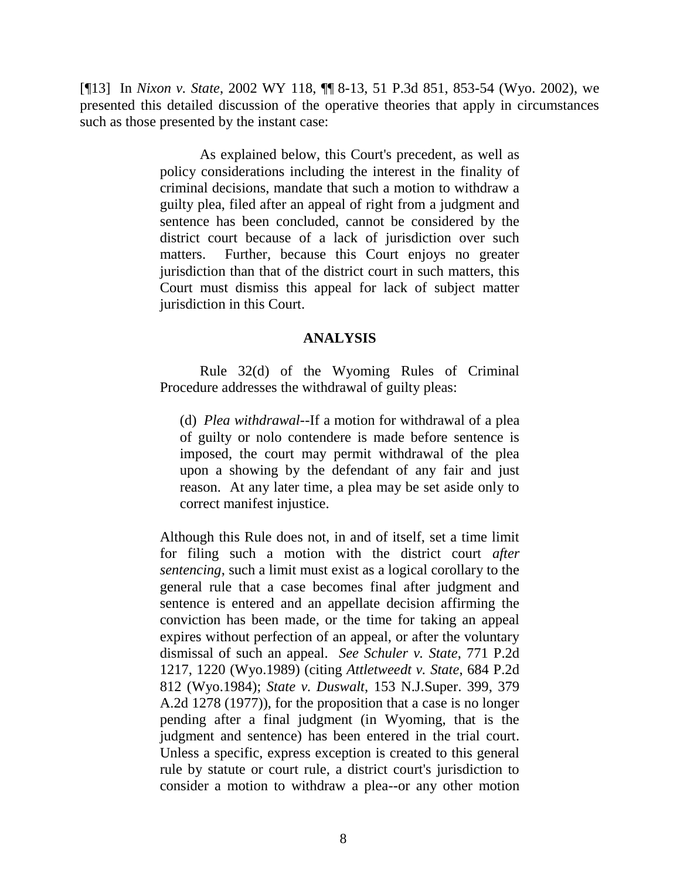[¶13] In *Nixon v. State*, 2002 WY 118, ¶¶ 8-13, 51 P.3d 851, 853-54 (Wyo. 2002), we presented this detailed discussion of the operative theories that apply in circumstances such as those presented by the instant case:

> As explained below, this Court's precedent, as well as policy considerations including the interest in the finality of criminal decisions, mandate that such a motion to withdraw a guilty plea, filed after an appeal of right from a judgment and sentence has been concluded, cannot be considered by the district court because of a lack of jurisdiction over such matters. Further, because this Court enjoys no greater jurisdiction than that of the district court in such matters, this Court must dismiss this appeal for lack of subject matter jurisdiction in this Court.
>
> **ANALYSIS**
>
> Rule 32(d) of the Wyoming Rules of Criminal Procedure addresses the withdrawal of guilty pleas:
>
> > (d) *Plea withdrawal*--If a motion for withdrawal of a plea of guilty or nolo contendere is made before sentence is imposed, the court may permit withdrawal of the plea upon a showing by the defendant of any fair and just reason. At any later time, a plea may be set aside only to correct manifest injustice.
>
> Although this Rule does not, in and of itself, set a time limit for filing such a motion with the district court *after sentencing*, such a limit must exist as a logical corollary to the general rule that a case becomes final after judgment and sentence is entered and an appellate decision affirming the conviction has been made, or the time for taking an appeal expires without perfection of an appeal, or after the voluntary dismissal of such an appeal. *See Schuler v. State*, 771 P.2d 1217, 1220 (Wyo.1989) (citing *Attletweedt v. State*, 684 P.2d 812 (Wyo.1984); *State v. Duswalt*, 153 N.J.Super. 399, 379 A.2d 1278 (1977)), for the proposition that a case is no longer pending after a final judgment (in Wyoming, that is the judgment and sentence) has been entered in the trial court. Unless a specific, express exception is created to this general rule by statute or court rule, a district court's jurisdiction to consider a motion to withdraw a plea--or any other motion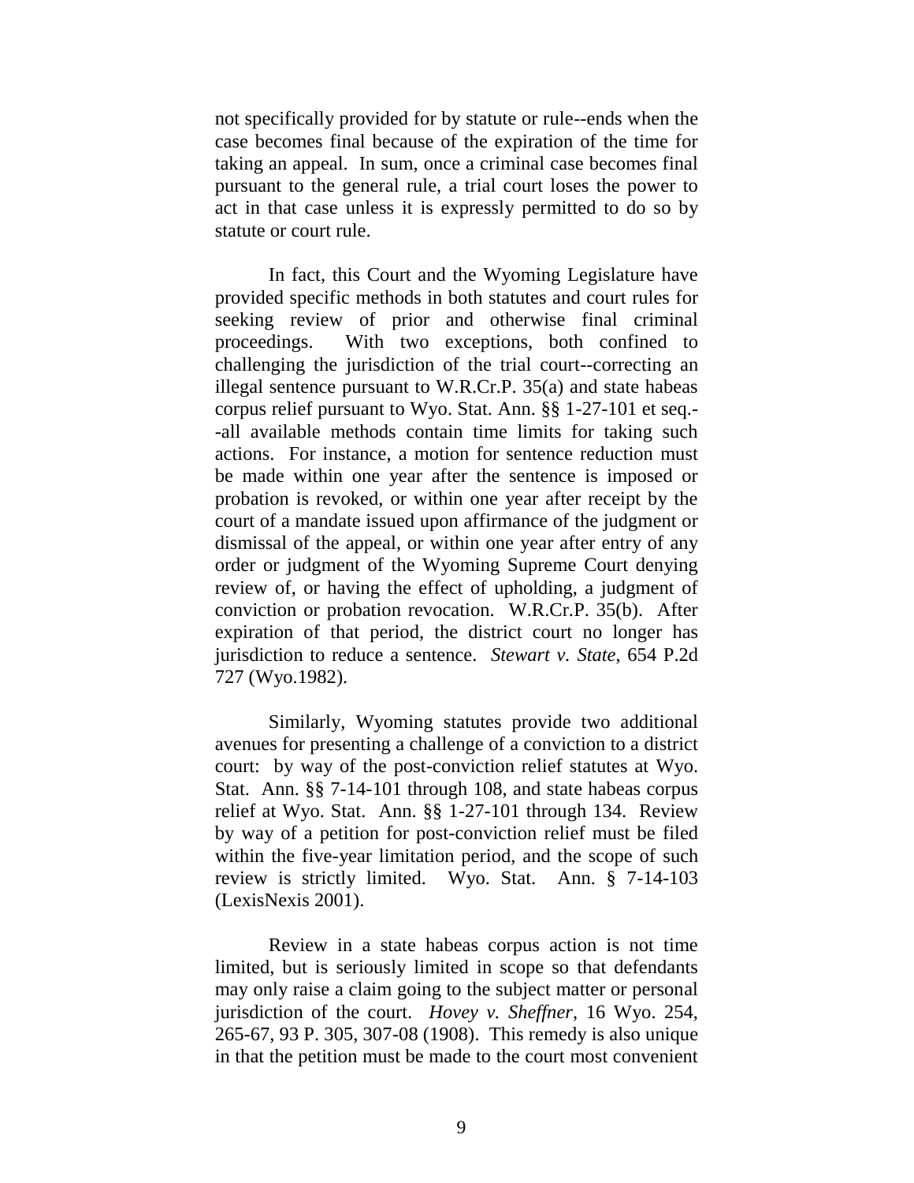not specifically provided for by statute or rule--ends when the case becomes final because of the expiration of the time for taking an appeal. In sum, once a criminal case becomes final pursuant to the general rule, a trial court loses the power to act in that case unless it is expressly permitted to do so by statute or court rule.

In fact, this Court and the Wyoming Legislature have provided specific methods in both statutes and court rules for seeking review of prior and otherwise final criminal proceedings. With two exceptions, both confined to challenging the jurisdiction of the trial court--correcting an illegal sentence pursuant to W.R.Cr.P. 35(a) and state habeas corpus relief pursuant to Wyo. Stat. Ann. §§ 1-27-101 et seq.--all available methods contain time limits for taking such actions. For instance, a motion for sentence reduction must be made within one year after the sentence is imposed or probation is revoked, or within one year after receipt by the court of a mandate issued upon affirmance of the judgment or dismissal of the appeal, or within one year after entry of any order or judgment of the Wyoming Supreme Court denying review of, or having the effect of upholding, a judgment of conviction or probation revocation. W.R.Cr.P. 35(b). After expiration of that period, the district court no longer has jurisdiction to reduce a sentence. *Stewart v. State*, 654 P.2d 727 (Wyo.1982).

Similarly, Wyoming statutes provide two additional avenues for presenting a challenge of a conviction to a district court: by way of the post-conviction relief statutes at Wyo. Stat. Ann. §§ 7-14-101 through 108, and state habeas corpus relief at Wyo. Stat. Ann. §§ 1-27-101 through 134. Review by way of a petition for post-conviction relief must be filed within the five-year limitation period, and the scope of such review is strictly limited. Wyo. Stat. Ann. § 7-14-103 (LexisNexis 2001).

Review in a state habeas corpus action is not time limited, but is seriously limited in scope so that defendants may only raise a claim going to the subject matter or personal jurisdiction of the court. *Hovey v. Sheffner*, 16 Wyo. 254, 265-67, 93 P. 305, 307-08 (1908). This remedy is also unique in that the petition must be made to the court most convenient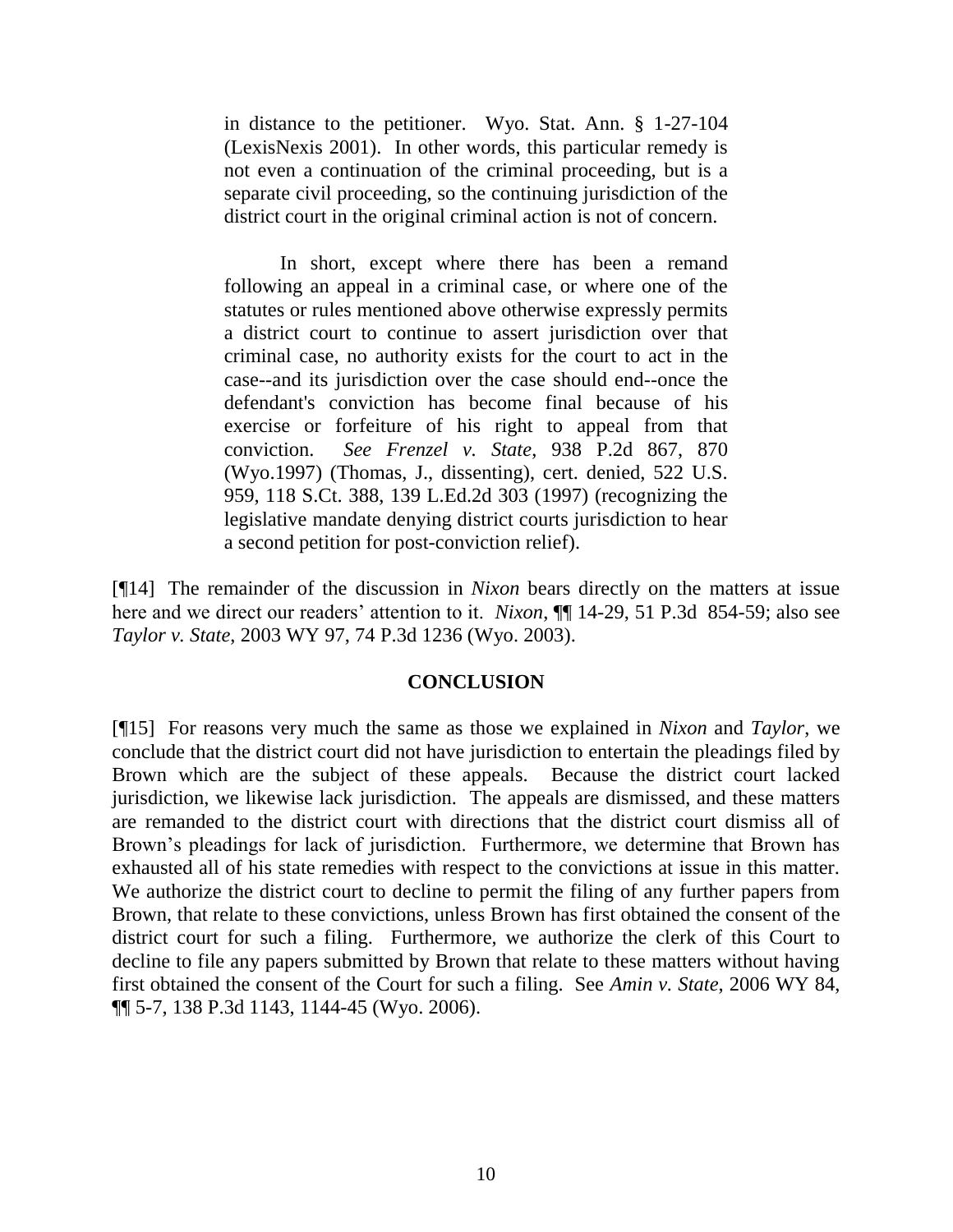> in distance to the petitioner. Wyo. Stat. Ann. § 1-27-104 (LexisNexis 2001). In other words, this particular remedy is not even a continuation of the criminal proceeding, but is a separate civil proceeding, so the continuing jurisdiction of the district court in the original criminal action is not of concern.
>
> In short, except where there has been a remand following an appeal in a criminal case, or where one of the statutes or rules mentioned above otherwise expressly permits a district court to continue to assert jurisdiction over that criminal case, no authority exists for the court to act in the case--and its jurisdiction over the case should end--once the defendant's conviction has become final because of his exercise or forfeiture of his right to appeal from that conviction. *See Frenzel v. State*, 938 P.2d 867, 870 (Wyo.1997) (Thomas, J., dissenting), cert. denied, 522 U.S. 959, 118 S.Ct. 388, 139 L.Ed.2d 303 (1997) (recognizing the legislative mandate denying district courts jurisdiction to hear a second petition for post-conviction relief).

[¶14] The remainder of the discussion in *Nixon* bears directly on the matters at issue here and we direct our readers' attention to it. *Nixon*, ¶¶ 14-29, 51 P.3d 854-59; also see *Taylor v. State*, 2003 WY 97, 74 P.3d 1236 (Wyo. 2003).

## CONCLUSION

[¶15] For reasons very much the same as those we explained in *Nixon* and *Taylor*, we conclude that the district court did not have jurisdiction to entertain the pleadings filed by Brown which are the subject of these appeals. Because the district court lacked jurisdiction, we likewise lack jurisdiction. The appeals are dismissed, and these matters are remanded to the district court with directions that the district court dismiss all of Brown's pleadings for lack of jurisdiction. Furthermore, we determine that Brown has exhausted all of his state remedies with respect to the convictions at issue in this matter. We authorize the district court to decline to permit the filing of any further papers from Brown, that relate to these convictions, unless Brown has first obtained the consent of the district court for such a filing. Furthermore, we authorize the clerk of this Court to decline to file any papers submitted by Brown that relate to these matters without having first obtained the consent of the Court for such a filing. See *Amin v. State*, 2006 WY 84, ¶¶ 5-7, 138 P.3d 1143, 1144-45 (Wyo. 2006).